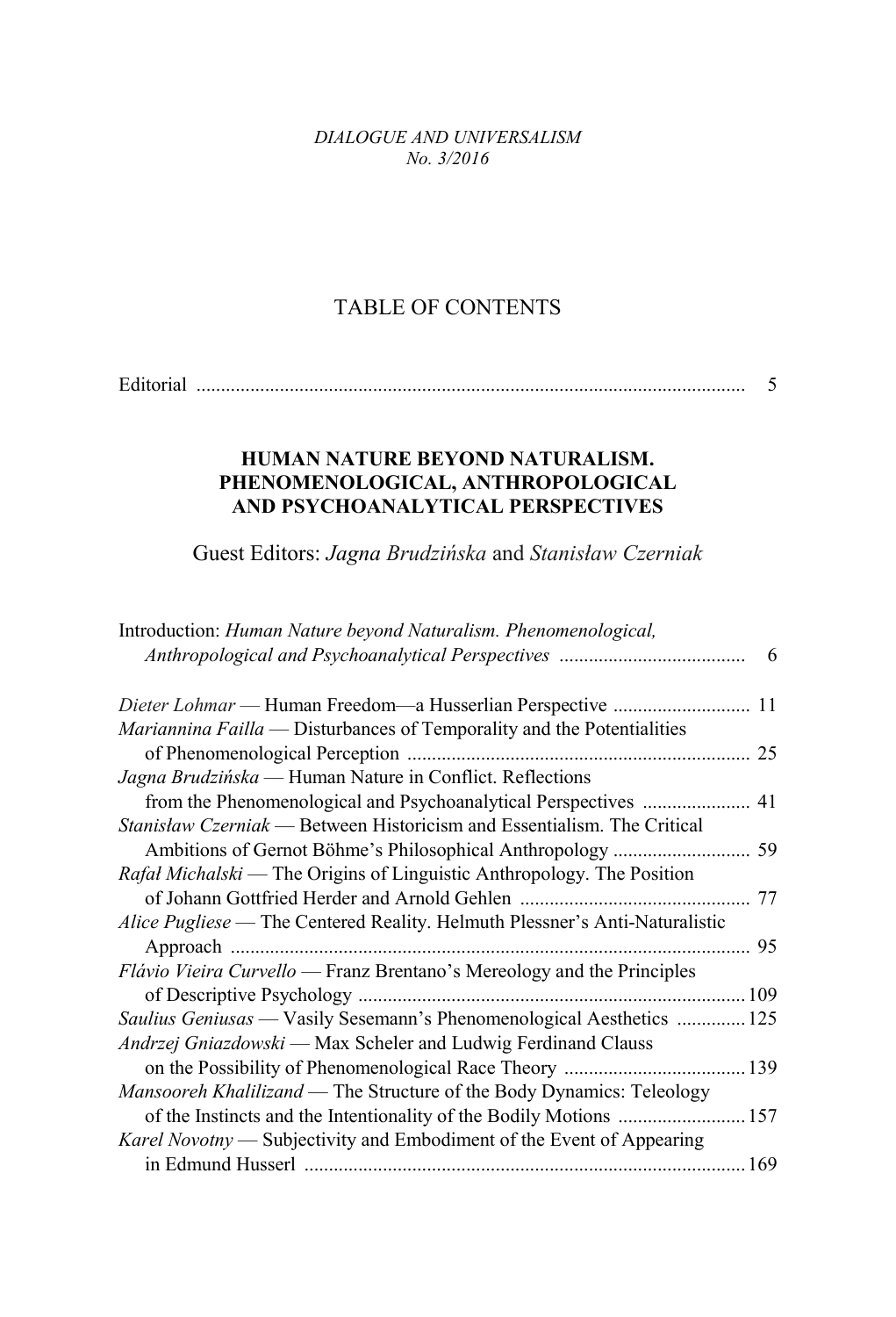*DIALOGUE AND UNIVERSALISM*
*No. 3/2016*

# TABLE OF CONTENTS

Editorial ................................................................................................................ 5

## HUMAN NATURE BEYOND NATURALISM. PHENOMENOLOGICAL, ANTHROPOLOGICAL AND PSYCHOANALYTICAL PERSPECTIVES

Guest Editors: *Jagna Brudzińska* and *Stanisław Czerniak*

Introduction: *Human Nature beyond Naturalism. Phenomenological, Anthropological and Psychoanalytical Perspectives* ...................................... 6

*Dieter Lohmar* — Human Freedom—a Husserlian Perspective ............................ 11

*Mariannina Failla* — Disturbances of Temporality and the Potentialities of Phenomenological Perception ...................................................................... 25

*Jagna Brudzińska* — Human Nature in Conflict. Reflections from the Phenomenological and Psychoanalytical Perspectives ...................... 41

*Stanisław Czerniak* — Between Historicism and Essentialism. The Critical Ambitions of Gernot Böhme's Philosophical Anthropology ............................ 59

*Rafał Michalski* — The Origins of Linguistic Anthropology. The Position of Johann Gottfried Herder and Arnold Gehlen ............................................... 77

*Alice Pugliese* — The Centered Reality. Helmuth Plessner's Anti-Naturalistic Approach .......................................................................................................... 95

*Flávio Vieira Curvello* — Franz Brentano's Mereology and the Principles of Descriptive Psychology ............................................................................... 109

*Saulius Geniusas* — Vasily Sesemann's Phenomenological Aesthetics .............. 125

*Andrzej Gniazdowski* — Max Scheler and Ludwig Ferdinand Clauss on the Possibility of Phenomenological Race Theory ..................................... 139

*Mansooreh Khalilizand* — The Structure of the Body Dynamics: Teleology of the Instincts and the Intentionality of the Bodily Motions .......................... 157

*Karel Novotny* — Subjectivity and Embodiment of the Event of Appearing in Edmund Husserl .......................................................................................... 169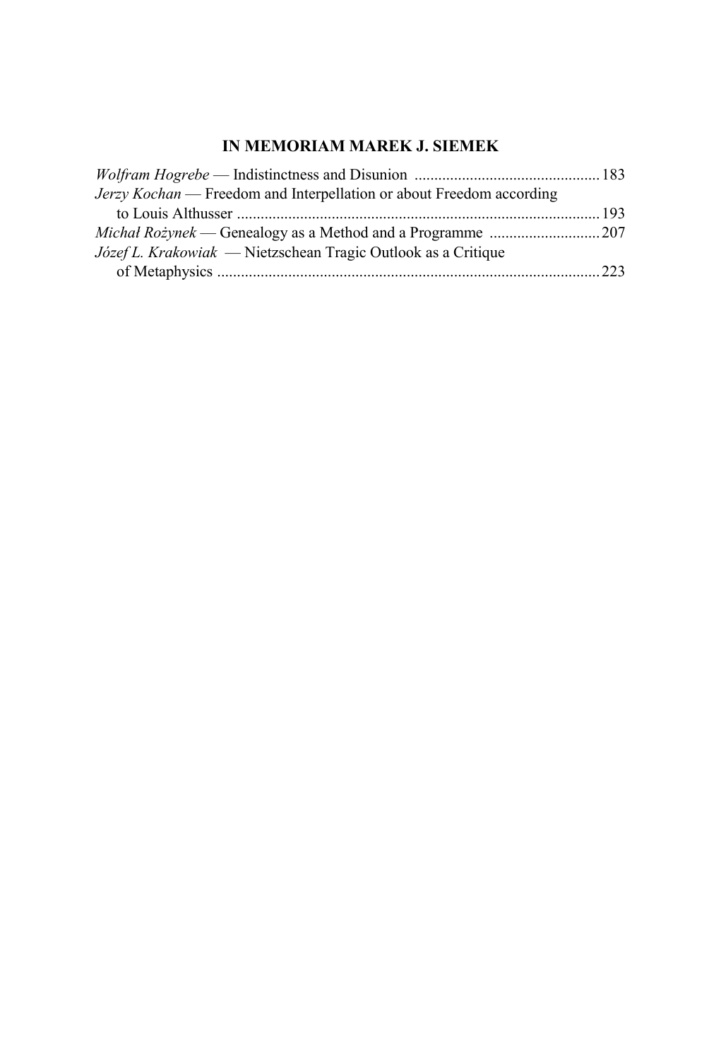## IN MEMORIAM MAREK J. SIEMEK

*Wolfram Hogrebe* — Indistinctness and Disunion ............................................... 183

*Jerzy Kochan* — Freedom and Interpellation or about Freedom according to Louis Althusser ............................................................................................ 193

*Michał Rożynek* — Genealogy as a Method and a Programme ............................ 207

*Józef L. Krakowiak* — Nietzschean Tragic Outlook as a Critique of Metaphysics ................................................................................................. 223